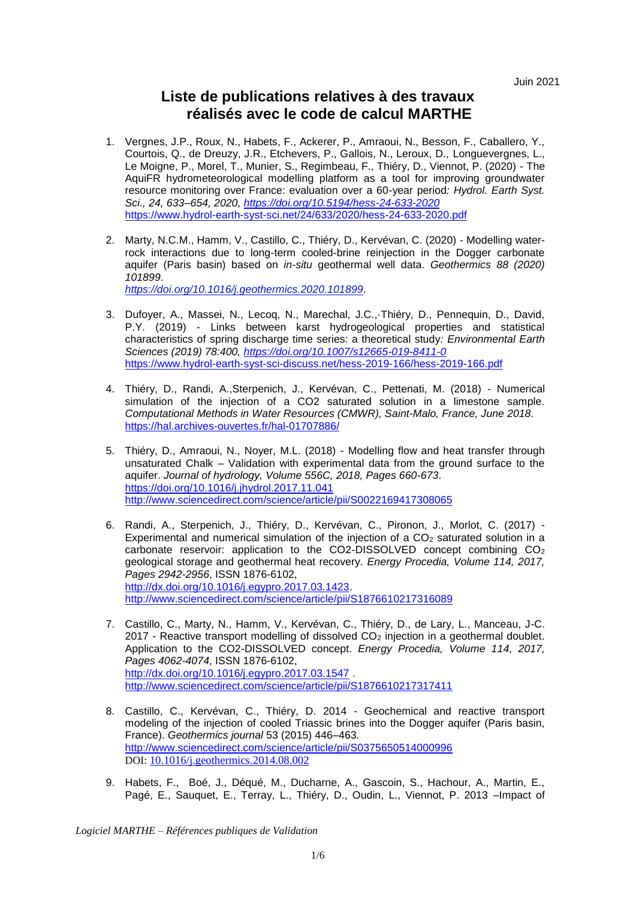Juin 2021

# Liste de publications relatives à des travaux réalisés avec le code de calcul MARTHE

1. Vergnes, J.P., Roux, N., Habets, F., Ackerer, P., Amraoui, N., Besson, F., Caballero, Y., Courtois, Q., de Dreuzy, J.R., Etchevers, P., Gallois, N., Leroux, D., Longuevergnes, L., Le Moigne, P., Morel, T., Munier, S., Regimbeau, F., Thiéry, D., Viennot, P. (2020) - The AquiFR hydrometeorological modelling platform as a tool for improving groundwater resource monitoring over France: evaluation over a 60-year period*: Hydrol. Earth Syst. Sci., 24, 633–654, 2020, https://doi.org/10.5194/hess-24-633-2020*
https://www.hydrol-earth-syst-sci.net/24/633/2020/hess-24-633-2020.pdf

2. Marty, N.C.M., Hamm, V., Castillo, C., Thiéry, D., Kervévan, C. (2020) - Modelling water-rock interactions due to long-term cooled-brine reinjection in the Dogger carbonate aquifer (Paris basin) based on *in-situ* geothermal well data. *Geothermics 88 (2020) 101899*.
*https://doi.org/10.1016/j.geothermics.2020.101899*.

3. Dufoyer, A., Massei, N., Lecoq, N., Marechal, J.C.,·Thiéry, D., Pennequin, D., David, P.Y. (2019) - Links between karst hydrogeological properties and statistical characteristics of spring discharge time series: a theoretical study*: Environmental Earth Sciences (2019) 78:400, https://doi.org/10.1007/s12665-019-8411-0*
https://www.hydrol-earth-syst-sci-discuss.net/hess-2019-166/hess-2019-166.pdf

4. Thiéry, D., Randi, A.,Sterpenich, J., Kervévan, C., Pettenati, M. (2018) - Numerical simulation of the injection of a CO2 saturated solution in a limestone sample. *Computational Methods in Water Resources (CMWR), Saint-Malo, France, June 2018*.
https://hal.archives-ouvertes.fr/hal-01707886/

5. Thiéry, D., Amraoui, N., Noyer, M.L. (2018) - Modelling flow and heat transfer through unsaturated Chalk – Validation with experimental data from the ground surface to the aquifer. *Journal of hydrology, Volume 556C, 2018, Pages 660-673*.
https://doi.org/10.1016/j.jhydrol.2017.11.041
http://www.sciencedirect.com/science/article/pii/S0022169417308065

6. Randi, A., Sterpenich, J., Thiéry, D., Kervévan, C., Pironon, J., Morlot, C. (2017) - Experimental and numerical simulation of the injection of a $CO_2$ saturated solution in a carbonate reservoir: application to the CO2-DISSOLVED concept combining $CO_2$ geological storage and geothermal heat recovery. *Energy Procedia, Volume 114, 2017, Pages 2942-2956*, ISSN 1876-6102,
http://dx.doi.org/10.1016/j.egypro.2017.03.1423.
http://www.sciencedirect.com/science/article/pii/S1876610217316089

7. Castillo, C., Marty, N., Hamm, V., Kervévan, C., Thiéry, D., de Lary, L., Manceau, J-C. 2017 - Reactive transport modelling of dissolved $CO_2$ injection in a geothermal doublet. Application to the CO2-DISSOLVED concept. *Energy Procedia, Volume 114, 2017, Pages 4062-4074*, ISSN 1876-6102,
http://dx.doi.org/10.1016/j.egypro.2017.03.1547 .
http://www.sciencedirect.com/science/article/pii/S1876610217317411

8. Castillo, C., Kervévan, C., Thiéry, D. 2014 - Geochemical and reactive transport modeling of the injection of cooled Triassic brines into the Dogger aquifer (Paris basin, France). *Geothermics journal* 53 (2015) 446–463*.*
http://www.sciencedirect.com/science/article/pii/S0375650514000996
DOI: 10.1016/j.geothermics.2014.08.002

9. Habets, F., Boé, J., Déqué, M., Ducharne, A., Gascoin, S., Hachour, A., Martin, E., Pagé, E., Sauquet, E., Terray, L., Thiéry, D., Oudin, L., Viennot, P. 2013 –Impact of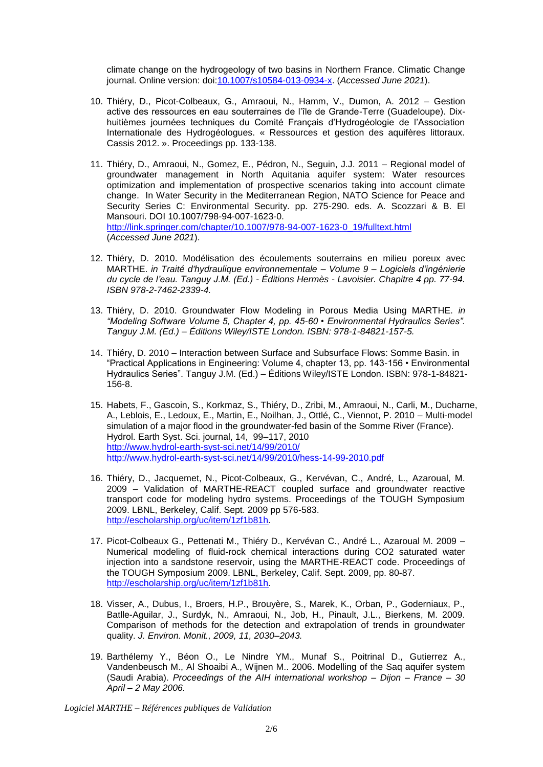climate change on the hydrogeology of two basins in Northern France. Climatic Change journal. Online version: doi:10.1007/s10584-013-0934-x. (*Accessed June 2021*).

10. Thiéry, D., Picot-Colbeaux, G., Amraoui, N., Hamm, V., Dumon, A. 2012 – Gestion active des ressources en eau souterraines de l'île de Grande-Terre (Guadeloupe). Dix-huitièmes journées techniques du Comité Français d'Hydrogéologie de l'Association Internationale des Hydrogéologues. « Ressources et gestion des aquifères littoraux. Cassis 2012. ». Proceedings pp. 133-138.

11. Thiéry, D., Amraoui, N., Gomez, E., Pédron, N., Seguin, J.J. 2011 – Regional model of groundwater management in North Aquitania aquifer system: Water resources optimization and implementation of prospective scenarios taking into account climate change. In Water Security in the Mediterranean Region, NATO Science for Peace and Security Series C: Environmental Security. pp. 275-290. eds. A. Scozzari & B. El Mansouri. DOI 10.1007/798-94-007-1623-0.
http://link.springer.com/chapter/10.1007/978-94-007-1623-0_19/fulltext.html
(*Accessed June 2021*).

12. Thiéry, D. 2010. Modélisation des écoulements souterrains en milieu poreux avec MARTHE. *in Traité d'hydraulique environnementale – Volume 9 – Logiciels d'ingénierie du cycle de l'eau. Tanguy J.M. (Ed.) - Éditions Hermès - Lavoisier. Chapitre 4 pp. 77-94. ISBN 978-2-7462-2339-4.*

13. Thiéry, D. 2010. Groundwater Flow Modeling in Porous Media Using MARTHE. *in "Modeling Software Volume 5, Chapter 4, pp. 45-60 • Environmental Hydraulics Series". Tanguy J.M. (Ed.) – Éditions Wiley/ISTE London. ISBN: 978-1-84821-157-5.*

14. Thiéry, D. 2010 – Interaction between Surface and Subsurface Flows: Somme Basin. in "Practical Applications in Engineering: Volume 4, chapter 13, pp. 143-156 • Environmental Hydraulics Series". Tanguy J.M. (Ed.) – Éditions Wiley/ISTE London. ISBN: 978-1-84821-156-8.

15. Habets, F., Gascoin, S., Korkmaz, S., Thiéry, D., Zribi, M., Amraoui, N., Carli, M., Ducharne, A., Leblois, E., Ledoux, E., Martin, E., Noilhan, J., Ottlé, C., Viennot, P. 2010 – Multi-model simulation of a major flood in the groundwater-fed basin of the Somme River (France). Hydrol. Earth Syst. Sci. journal, 14, 99–117, 2010
http://www.hydrol-earth-syst-sci.net/14/99/2010/
http://www.hydrol-earth-syst-sci.net/14/99/2010/hess-14-99-2010.pdf

16. Thiéry, D., Jacquemet, N., Picot-Colbeaux, G., Kervévan, C., André, L., Azaroual, M. 2009 – Validation of MARTHE-REACT coupled surface and groundwater reactive transport code for modeling hydro systems. Proceedings of the TOUGH Symposium 2009. LBNL, Berkeley, Calif. Sept. 2009 pp 576-583.
http://escholarship.org/uc/item/1zf1b81h.

17. Picot-Colbeaux G., Pettenati M., Thiéry D., Kervévan C., André L., Azaroual M. 2009 – Numerical modeling of fluid-rock chemical interactions during CO2 saturated water injection into a sandstone reservoir, using the MARTHE-REACT code. Proceedings of the TOUGH Symposium 2009. LBNL, Berkeley, Calif. Sept. 2009, pp. 80-87.
http://escholarship.org/uc/item/1zf1b81h.

18. Visser, A., Dubus, I., Broers, H.P., Brouyère, S., Marek, K., Orban, P., Goderniaux, P., Batlle-Aguilar, J., Surdyk, N., Amraoui, N., Job, H., Pinault, J.L., Bierkens, M. 2009. Comparison of methods for the detection and extrapolation of trends in groundwater quality. *J. Environ. Monit., 2009, 11, 2030–2043.*

19. Barthélemy Y., Béon O., Le Nindre YM., Munaf S., Poitrinal D., Gutierrez A., Vandenbeusch M., Al Shoaibi A., Wijnen M.. 2006. Modelling of the Saq aquifer system (Saudi Arabia). *Proceedings of the AIH international workshop – Dijon – France – 30 April – 2 May 2006.*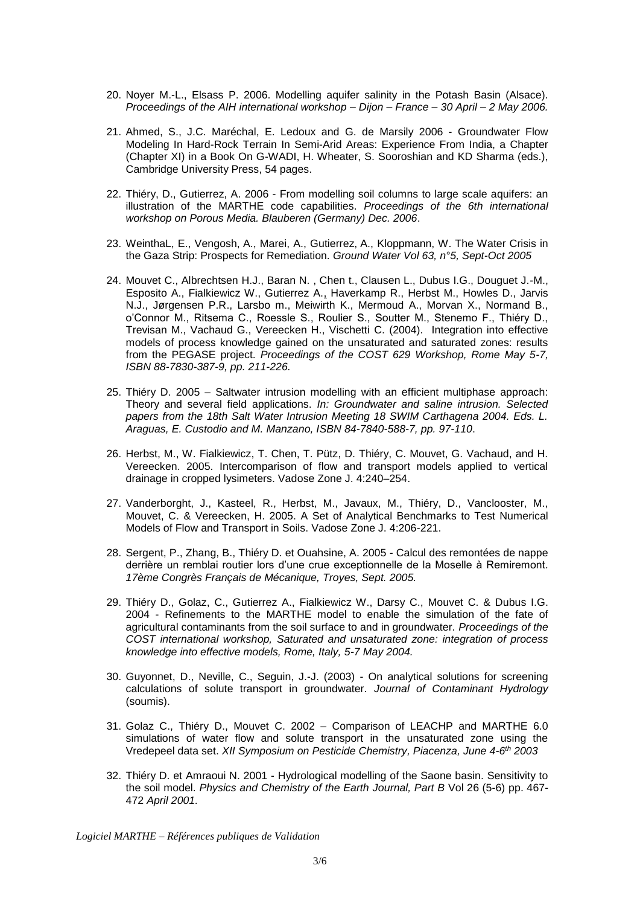20. Noyer M.-L., Elsass P. 2006. Modelling aquifer salinity in the Potash Basin (Alsace). *Proceedings of the AIH international workshop – Dijon – France – 30 April – 2 May 2006.*

21. Ahmed, S., J.C. Maréchal, E. Ledoux and G. de Marsily 2006 - Groundwater Flow Modeling In Hard-Rock Terrain In Semi-Arid Areas: Experience From India, a Chapter (Chapter XI) in a Book On G-WADI, H. Wheater, S. Sooroshian and KD Sharma (eds.), Cambridge University Press, 54 pages.

22. Thiéry, D., Gutierrez, A. 2006 - From modelling soil columns to large scale aquifers: an illustration of the MARTHE code capabilities. *Proceedings of the 6th international workshop on Porous Media. Blauberen (Germany) Dec. 2006*.

23. WeinthaL, E., Vengosh, A., Marei, A., Gutierrez, A., Kloppmann, W. The Water Crisis in the Gaza Strip: Prospects for Remediation. *Ground Water Vol 63, n°5, Sept-Oct 2005*

24. Mouvet C., Albrechtsen H.J., Baran N. , Chen t., Clausen L., Dubus I.G., Douguet J.-M., Esposito A., Fialkiewicz W., Gutierrez A., Haverkamp R., Herbst M., Howles D., Jarvis N.J., Jørgensen P.R., Larsbo m., Meiwirth K., Mermoud A., Morvan X., Normand B., o'Connor M., Ritsema C., Roessle S., Roulier S., Soutter M., Stenemo F., Thiéry D., Trevisan M., Vachaud G., Vereecken H., Vischetti C. (2004). Integration into effective models of process knowledge gained on the unsaturated and saturated zones: results from the PEGASE project. *Proceedings of the COST 629 Workshop, Rome May 5-7, ISBN 88-7830-387-9, pp. 211-226.*

25. Thiéry D. 2005 – Saltwater intrusion modelling with an efficient multiphase approach: Theory and several field applications. *In: Groundwater and saline intrusion. Selected papers from the 18th Salt Water Intrusion Meeting 18 SWIM Carthagena 2004. Eds. L. Araguas, E. Custodio and M. Manzano, ISBN 84-7840-588-7, pp. 97-110*.

26. Herbst, M., W. Fialkiewicz, T. Chen, T. Pütz, D. Thiéry, C. Mouvet, G. Vachaud, and H. Vereecken. 2005. Intercomparison of flow and transport models applied to vertical drainage in cropped lysimeters. Vadose Zone J. 4:240–254.

27. Vanderborght, J., Kasteel, R., Herbst, M., Javaux, M., Thiéry, D., Vanclooster, M., Mouvet, C. & Vereecken, H. 2005. A Set of Analytical Benchmarks to Test Numerical Models of Flow and Transport in Soils. Vadose Zone J. 4:206-221.

28. Sergent, P., Zhang, B., Thiéry D. et Ouahsine, A. 2005 - Calcul des remontées de nappe derrière un remblai routier lors d'une crue exceptionnelle de la Moselle à Remiremont. *17ème Congrès Français de Mécanique, Troyes, Sept. 2005.*

29. Thiéry D., Golaz, C., Gutierrez A., Fialkiewicz W., Darsy C., Mouvet C. & Dubus I.G. 2004 - Refinements to the MARTHE model to enable the simulation of the fate of agricultural contaminants from the soil surface to and in groundwater. *Proceedings of the COST international workshop, Saturated and unsaturated zone: integration of process knowledge into effective models, Rome, Italy, 5-7 May 2004.*

30. Guyonnet, D., Neville, C., Seguin, J.-J. (2003) - On analytical solutions for screening calculations of solute transport in groundwater. *Journal of Contaminant Hydrology* (soumis).

31. Golaz C., Thiéry D., Mouvet C. 2002 – Comparison of LEACHP and MARTHE 6.0 simulations of water flow and solute transport in the unsaturated zone using the Vredepeel data set. *XII Symposium on Pesticide Chemistry, Piacenza, June 4-6th 2003*

32. Thiéry D. et Amraoui N. 2001 - Hydrological modelling of the Saone basin. Sensitivity to the soil model. *Physics and Chemistry of the Earth Journal, Part B* Vol 26 (5-6) pp. 467-472 *April 2001.*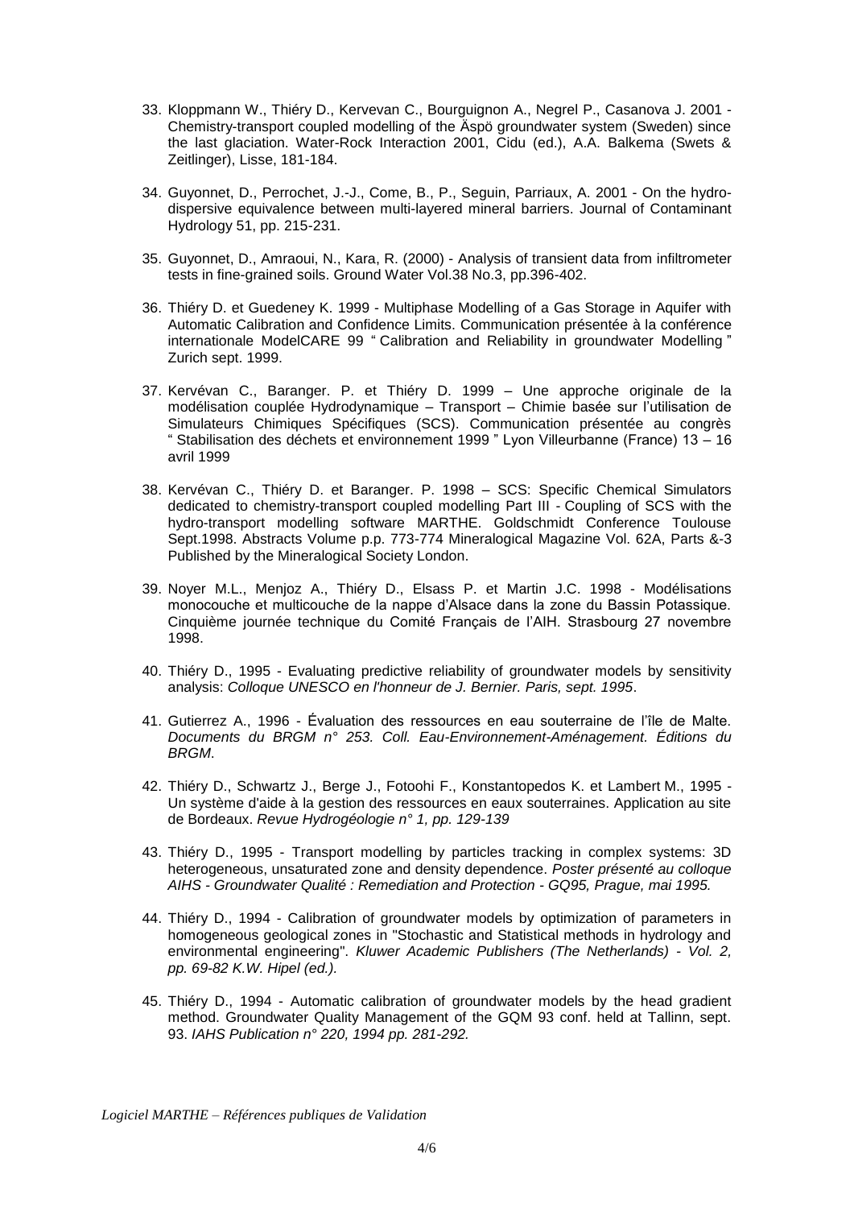33. Kloppmann W., Thiéry D., Kervevan C., Bourguignon A., Negrel P., Casanova J. 2001 - Chemistry-transport coupled modelling of the Äspö groundwater system (Sweden) since the last glaciation. Water-Rock Interaction 2001, Cidu (ed.), A.A. Balkema (Swets & Zeitlinger), Lisse, 181-184.

34. Guyonnet, D., Perrochet, J.-J., Come, B., P., Seguin, Parriaux, A. 2001 - On the hydro-dispersive equivalence between multi-layered mineral barriers. Journal of Contaminant Hydrology 51, pp. 215-231.

35. Guyonnet, D., Amraoui, N., Kara, R. (2000) - Analysis of transient data from infiltrometer tests in fine-grained soils. Ground Water Vol.38 No.3, pp.396-402.

36. Thiéry D. et Guedeney K. 1999 - Multiphase Modelling of a Gas Storage in Aquifer with Automatic Calibration and Confidence Limits. Communication présentée à la conférence internationale ModelCARE 99 " Calibration and Reliability in groundwater Modelling " Zurich sept. 1999.

37. Kervévan C., Baranger. P. et Thiéry D. 1999 – Une approche originale de la modélisation couplée Hydrodynamique – Transport – Chimie basée sur l'utilisation de Simulateurs Chimiques Spécifiques (SCS). Communication présentée au congrès " Stabilisation des déchets et environnement 1999 " Lyon Villeurbanne (France) 13 – 16 avril 1999

38. Kervévan C., Thiéry D. et Baranger. P. 1998 – SCS: Specific Chemical Simulators dedicated to chemistry-transport coupled modelling Part III - Coupling of SCS with the hydro-transport modelling software MARTHE. Goldschmidt Conference Toulouse Sept.1998. Abstracts Volume p.p. 773-774 Mineralogical Magazine Vol. 62A, Parts &-3 Published by the Mineralogical Society London.

39. Noyer M.L., Menjoz A., Thiéry D., Elsass P. et Martin J.C. 1998 - Modélisations monocouche et multicouche de la nappe d'Alsace dans la zone du Bassin Potassique. Cinquième journée technique du Comité Français de l'AIH. Strasbourg 27 novembre 1998.

40. Thiéry D., 1995 - Evaluating predictive reliability of groundwater models by sensitivity analysis: *Colloque UNESCO en l'honneur de J. Bernier. Paris, sept. 1995*.

41. Gutierrez A., 1996 - Évaluation des ressources en eau souterraine de l'île de Malte. *Documents du BRGM n° 253. Coll. Eau-Environnement-Aménagement. Éditions du BRGM.*

42. Thiéry D., Schwartz J., Berge J., Fotoohi F., Konstantopedos K. et Lambert M., 1995 - Un système d'aide à la gestion des ressources en eaux souterraines. Application au site de Bordeaux. *Revue Hydrogéologie n° 1, pp. 129-139*

43. Thiéry D., 1995 - Transport modelling by particles tracking in complex systems: 3D heterogeneous, unsaturated zone and density dependence. *Poster présenté au colloque AIHS - Groundwater Qualité : Remediation and Protection - GQ95, Prague, mai 1995.*

44. Thiéry D., 1994 - Calibration of groundwater models by optimization of parameters in homogeneous geological zones in "Stochastic and Statistical methods in hydrology and environmental engineering". *Kluwer Academic Publishers (The Netherlands) - Vol. 2, pp. 69-82 K.W. Hipel (ed.).*

45. Thiéry D., 1994 - Automatic calibration of groundwater models by the head gradient method. Groundwater Quality Management of the GQM 93 conf. held at Tallinn, sept. 93. *IAHS Publication n° 220, 1994 pp. 281-292.*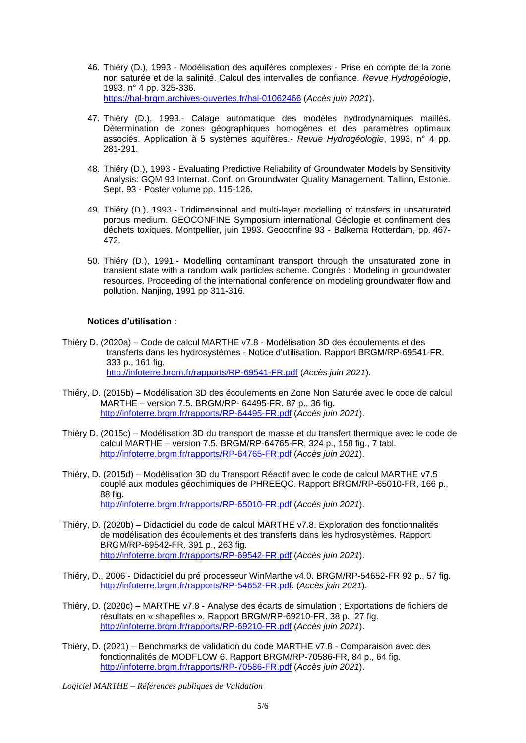46. Thiéry (D.), 1993 - Modélisation des aquifères complexes - Prise en compte de la zone non saturée et de la salinité. Calcul des intervalles de confiance. *Revue Hydrogéologie*, 1993, n° 4 pp. 325-336.
 https://hal-brgm.archives-ouvertes.fr/hal-01062466 (*Accès juin 2021*).

47. Thiéry (D.), 1993.- Calage automatique des modèles hydrodynamiques maillés. Détermination de zones géographiques homogènes et des paramètres optimaux associés. Application à 5 systèmes aquifères.- *Revue Hydrogéologie*, 1993, n° 4 pp. 281-291.

48. Thiéry (D.), 1993 - Evaluating Predictive Reliability of Groundwater Models by Sensitivity Analysis: GQM 93 Internat. Conf. on Groundwater Quality Management. Tallinn, Estonie. Sept. 93 - Poster volume pp. 115-126.

49. Thiéry (D.), 1993.- Tridimensional and multi-layer modelling of transfers in unsaturated porous medium. GEOCONFINE Symposium international Géologie et confinement des déchets toxiques. Montpellier, juin 1993. Geoconfine 93 - Balkema Rotterdam, pp. 467-472.

50. Thiéry (D.), 1991.- Modelling contaminant transport through the unsaturated zone in transient state with a random walk particles scheme. Congrès : Modeling in groundwater resources. Proceeding of the international conference on modeling groundwater flow and pollution. Nanjing, 1991 pp 311-316.

**Notices d'utilisation :**

Thiéry D. (2020a) – Code de calcul MARTHE v7.8 - Modélisation 3D des écoulements et des transferts dans les hydrosystèmes - Notice d'utilisation. Rapport BRGM/RP-69541-FR, 333 p., 161 fig.
 http://infoterre.brgm.fr/rapports/RP-69541-FR.pdf (*Accès juin 2021*).

Thiéry, D. (2015b) – Modélisation 3D des écoulements en Zone Non Saturée avec le code de calcul MARTHE – version 7.5. BRGM/RP- 64495-FR. 87 p., 36 fig.
 http://infoterre.brgm.fr/rapports/RP-64495-FR.pdf (*Accès juin 2021*).

Thiéry D. (2015c) – Modélisation 3D du transport de masse et du transfert thermique avec le code de calcul MARTHE – version 7.5. BRGM/RP-64765-FR, 324 p., 158 fig., 7 tabl.
 http://infoterre.brgm.fr/rapports/RP-64765-FR.pdf (*Accès juin 2021*).

Thiéry, D. (2015d) – Modélisation 3D du Transport Réactif avec le code de calcul MARTHE v7.5 couplé aux modules géochimiques de PHREEQC. Rapport BRGM/RP-65010-FR, 166 p., 88 fig.
 http://infoterre.brgm.fr/rapports/RP-65010-FR.pdf (*Accès juin 2021*).

Thiéry, D. (2020b) – Didacticiel du code de calcul MARTHE v7.8. Exploration des fonctionnalités de modélisation des écoulements et des transferts dans les hydrosystèmes. Rapport BRGM/RP-69542-FR. 391 p., 263 fig.
 http://infoterre.brgm.fr/rapports/RP-69542-FR.pdf (*Accès juin 2021*).

Thiéry, D., 2006 - Didacticiel du pré processeur WinMarthe v4.0. BRGM/RP-54652-FR 92 p., 57 fig.
 http://infoterre.brgm.fr/rapports/RP-54652-FR.pdf. (*Accès juin 2021*).

Thiéry, D. (2020c) – MARTHE v7.8 - Analyse des écarts de simulation ; Exportations de fichiers de résultats en « shapefiles ». Rapport BRGM/RP-69210-FR. 38 p., 27 fig.
 http://infoterre.brgm.fr/rapports/RP-69210-FR.pdf (*Accès juin 2021*).

Thiéry, D. (2021) – Benchmarks de validation du code MARTHE v7.8 - Comparaison avec des fonctionnalités de MODFLOW 6. Rapport BRGM/RP-70586-FR, 84 p., 64 fig.
 http://infoterre.brgm.fr/rapports/RP-70586-FR.pdf (*Accès juin 2021*).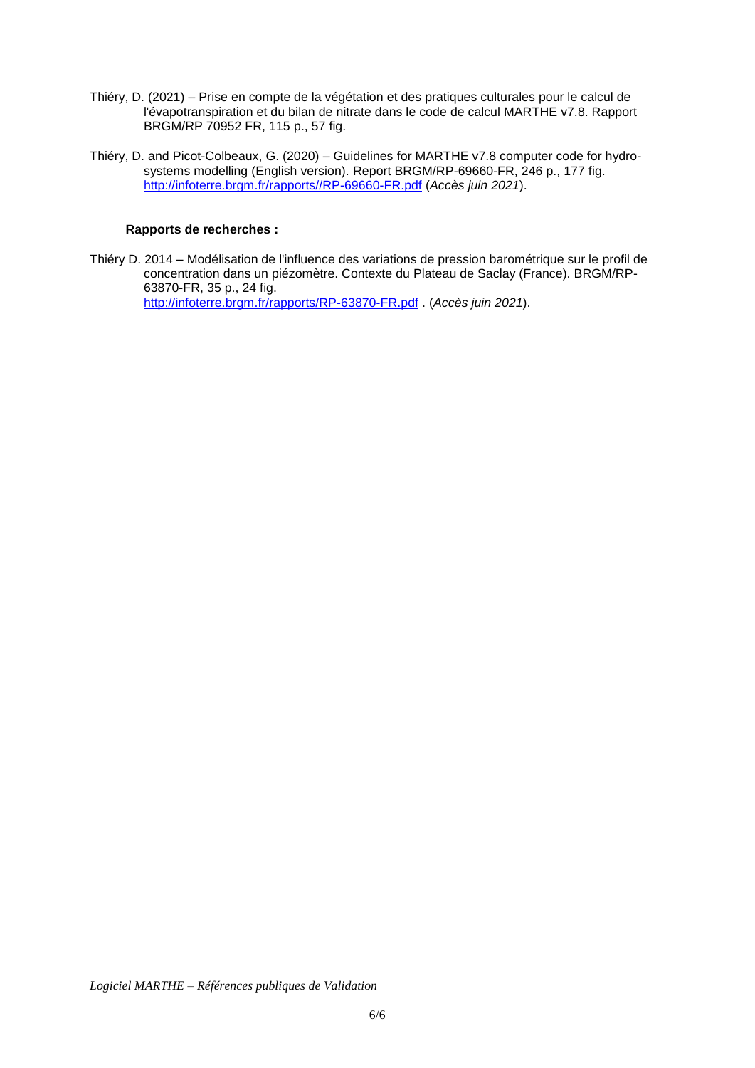Thiéry, D. (2021) – Prise en compte de la végétation et des pratiques culturales pour le calcul de l'évapotranspiration et du bilan de nitrate dans le code de calcul MARTHE v7.8. Rapport BRGM/RP 70952 FR, 115 p., 57 fig.

Thiéry, D. and Picot-Colbeaux, G. (2020) – Guidelines for MARTHE v7.8 computer code for hydro-systems modelling (English version). Report BRGM/RP-69660-FR, 246 p., 177 fig. http://infoterre.brgm.fr/rapports//RP-69660-FR.pdf (*Accès juin 2021*).

**Rapports de recherches :**

Thiéry D. 2014 – Modélisation de l'influence des variations de pression barométrique sur le profil de concentration dans un piézomètre. Contexte du Plateau de Saclay (France). BRGM/RP-63870-FR, 35 p., 24 fig. http://infoterre.brgm.fr/rapports/RP-63870-FR.pdf . (*Accès juin 2021*).